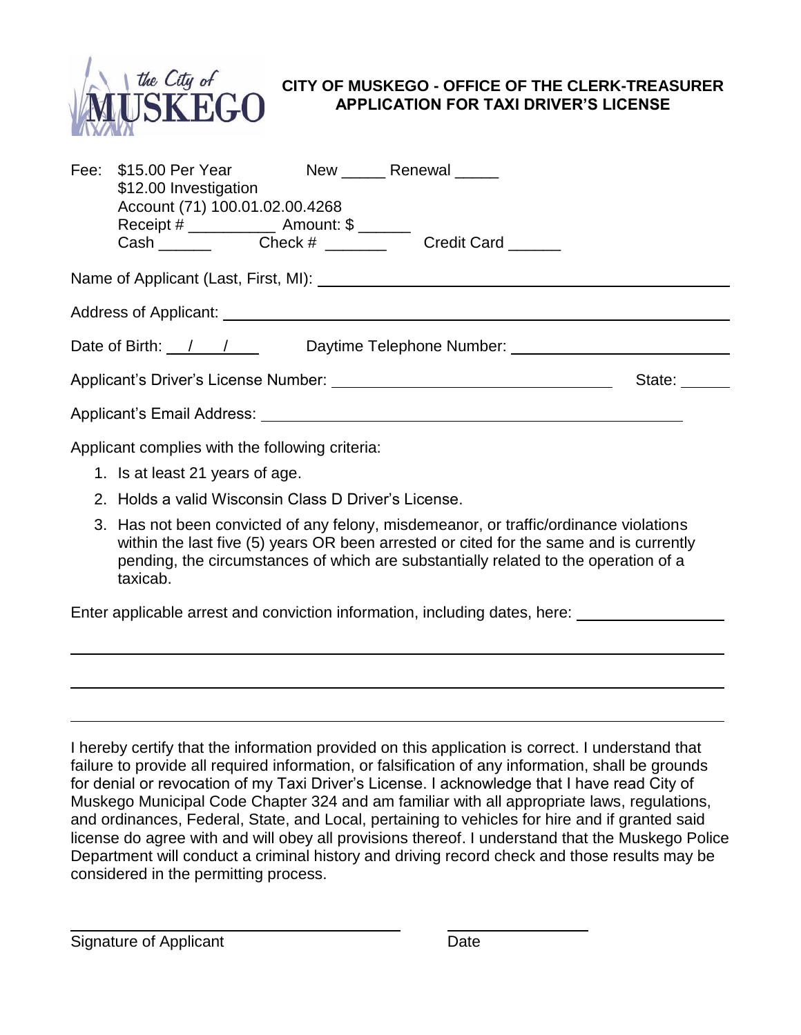**the City of MUSKEGO**

**CITY OF MUSKEGO - OFFICE OF THE CLERK-TREASURER**
**APPLICATION FOR TAXI DRIVER'S LICENSE**

Fee: $15.00 Per Year New _____ Renewal _____
$12.00 Investigation
Account (71) 100.01.02.00.4268
Receipt # __________ Amount: $ ______
Cash ______ Check # _______ Credit Card ______

Name of Applicant (Last, First, MI): ____________________________________________

Address of Applicant: ____________________________________________

Date of Birth: ___/___/____ Daytime Telephone Number: ________________________

Applicant's Driver's License Number: ______________________________ State: ______

Applicant's Email Address: ____________________________________________

Applicant complies with the following criteria:

1. Is at least 21 years of age.
2. Holds a valid Wisconsin Class D Driver's License.
3. Has not been convicted of any felony, misdemeanor, or traffic/ordinance violations within the last five (5) years OR been arrested or cited for the same and is currently pending, the circumstances of which are substantially related to the operation of a taxicab.

Enter applicable arrest and conviction information, including dates, here: ________________

____________________________________________________________________________

____________________________________________________________________________

____________________________________________________________________________

I hereby certify that the information provided on this application is correct. I understand that failure to provide all required information, or falsification of any information, shall be grounds for denial or revocation of my Taxi Driver's License. I acknowledge that I have read City of Muskego Municipal Code Chapter 324 and am familiar with all appropriate laws, regulations, and ordinances, Federal, State, and Local, pertaining to vehicles for hire and if granted said license do agree with and will obey all provisions thereof. I understand that the Muskego Police Department will conduct a criminal history and driving record check and those results may be considered in the permitting process.

______________________________ ________________
Signature of Applicant Date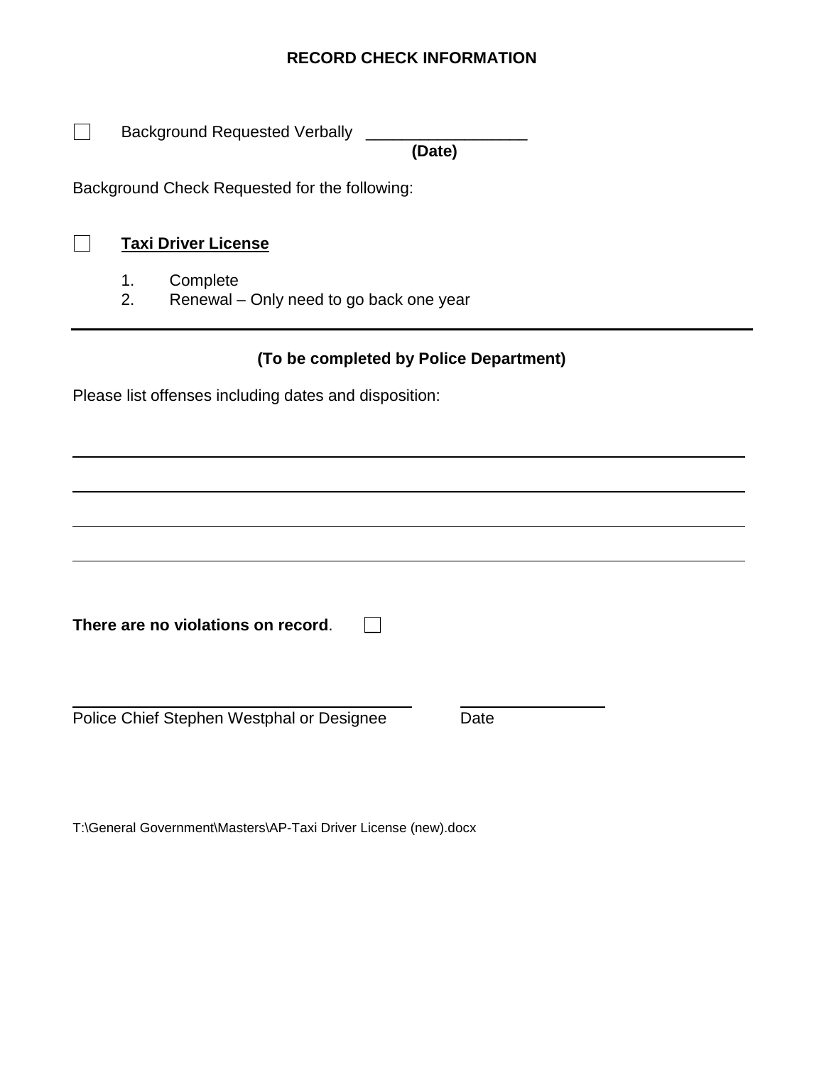## RECORD CHECK INFORMATION

☐ Background Requested Verbally ___________________
**(Date)**

Background Check Requested for the following:

☐ **Taxi Driver License**

1. Complete
2. Renewal – Only need to go back one year

---

**(To be completed by Police Department)**

Please list offenses including dates and disposition:

___________________________________________________________________________

___________________________________________________________________________

___________________________________________________________________________

___________________________________________________________________________

**There are no violations on record**. ☐

_____________________________________ _______________
Police Chief Stephen Westphal or Designee Date

T:\General Government\Masters\AP-Taxi Driver License (new).docx